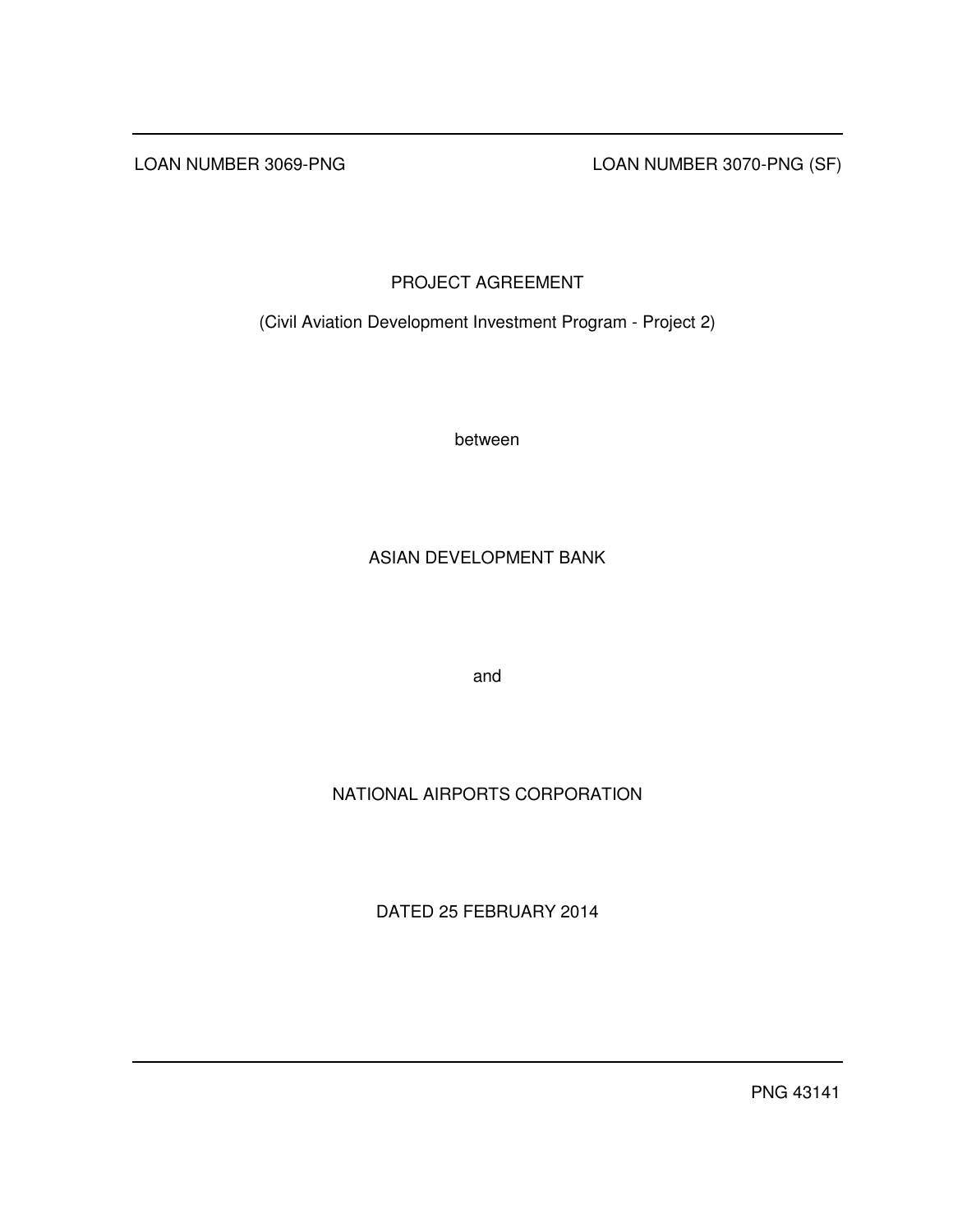LOAN NUMBER 3069-PNG LOAN NUMBER 3070-PNG (SF)

# PROJECT AGREEMENT

(Civil Aviation Development Investment Program - Project 2)

between

ASIAN DEVELOPMENT BANK

and

NATIONAL AIRPORTS CORPORATION

DATED 25 FEBRUARY 2014

PNG 43141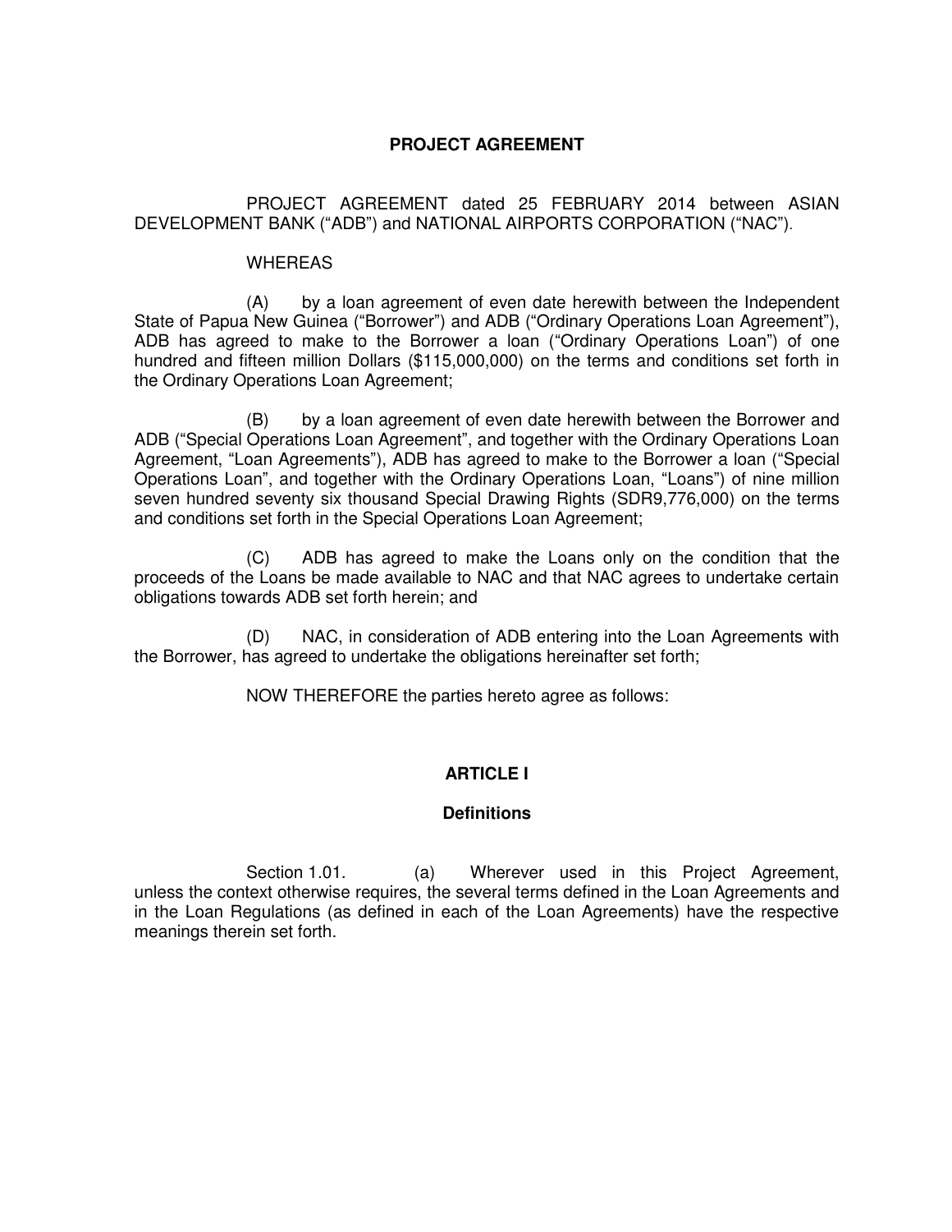# PROJECT AGREEMENT

PROJECT AGREEMENT dated 25 FEBRUARY 2014 between ASIAN DEVELOPMENT BANK ("ADB") and NATIONAL AIRPORTS CORPORATION ("NAC").

WHEREAS

(A) by a loan agreement of even date herewith between the Independent State of Papua New Guinea ("Borrower") and ADB ("Ordinary Operations Loan Agreement"), ADB has agreed to make to the Borrower a loan ("Ordinary Operations Loan") of one hundred and fifteen million Dollars ($115,000,000) on the terms and conditions set forth in the Ordinary Operations Loan Agreement;

(B) by a loan agreement of even date herewith between the Borrower and ADB ("Special Operations Loan Agreement", and together with the Ordinary Operations Loan Agreement, "Loan Agreements"), ADB has agreed to make to the Borrower a loan ("Special Operations Loan", and together with the Ordinary Operations Loan, "Loans") of nine million seven hundred seventy six thousand Special Drawing Rights (SDR9,776,000) on the terms and conditions set forth in the Special Operations Loan Agreement;

(C) ADB has agreed to make the Loans only on the condition that the proceeds of the Loans be made available to NAC and that NAC agrees to undertake certain obligations towards ADB set forth herein; and

(D) NAC, in consideration of ADB entering into the Loan Agreements with the Borrower, has agreed to undertake the obligations hereinafter set forth;

NOW THEREFORE the parties hereto agree as follows:

## ARTICLE I

### Definitions

Section 1.01. (a) Wherever used in this Project Agreement, unless the context otherwise requires, the several terms defined in the Loan Agreements and in the Loan Regulations (as defined in each of the Loan Agreements) have the respective meanings therein set forth.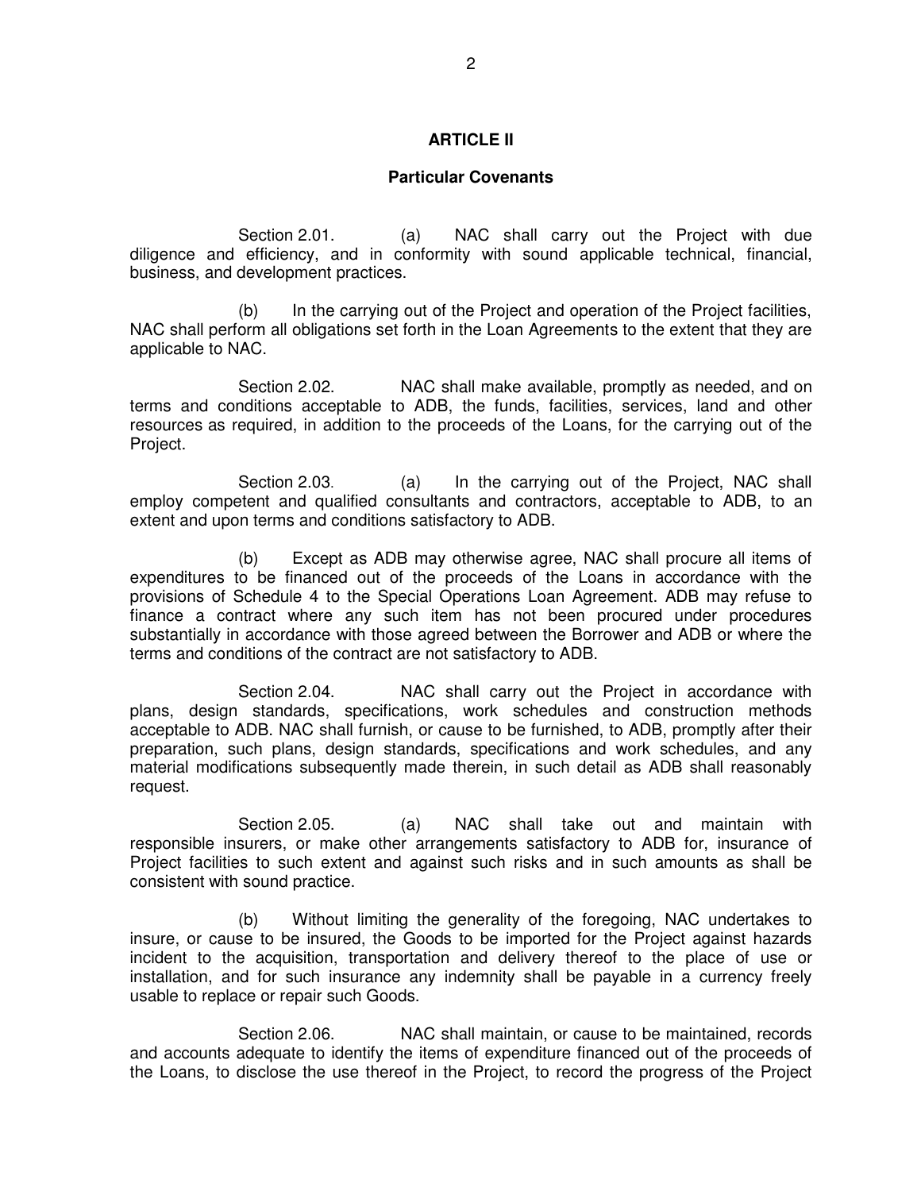## ARTICLE II

### Particular Covenants

Section 2.01. (a) NAC shall carry out the Project with due diligence and efficiency, and in conformity with sound applicable technical, financial, business, and development practices.

(b) In the carrying out of the Project and operation of the Project facilities, NAC shall perform all obligations set forth in the Loan Agreements to the extent that they are applicable to NAC.

Section 2.02. NAC shall make available, promptly as needed, and on terms and conditions acceptable to ADB, the funds, facilities, services, land and other resources as required, in addition to the proceeds of the Loans, for the carrying out of the Project.

Section 2.03. (a) In the carrying out of the Project, NAC shall employ competent and qualified consultants and contractors, acceptable to ADB, to an extent and upon terms and conditions satisfactory to ADB.

(b) Except as ADB may otherwise agree, NAC shall procure all items of expenditures to be financed out of the proceeds of the Loans in accordance with the provisions of Schedule 4 to the Special Operations Loan Agreement. ADB may refuse to finance a contract where any such item has not been procured under procedures substantially in accordance with those agreed between the Borrower and ADB or where the terms and conditions of the contract are not satisfactory to ADB.

Section 2.04. NAC shall carry out the Project in accordance with plans, design standards, specifications, work schedules and construction methods acceptable to ADB. NAC shall furnish, or cause to be furnished, to ADB, promptly after their preparation, such plans, design standards, specifications and work schedules, and any material modifications subsequently made therein, in such detail as ADB shall reasonably request.

Section 2.05. (a) NAC shall take out and maintain with responsible insurers, or make other arrangements satisfactory to ADB for, insurance of Project facilities to such extent and against such risks and in such amounts as shall be consistent with sound practice.

(b) Without limiting the generality of the foregoing, NAC undertakes to insure, or cause to be insured, the Goods to be imported for the Project against hazards incident to the acquisition, transportation and delivery thereof to the place of use or installation, and for such insurance any indemnity shall be payable in a currency freely usable to replace or repair such Goods.

Section 2.06. NAC shall maintain, or cause to be maintained, records and accounts adequate to identify the items of expenditure financed out of the proceeds of the Loans, to disclose the use thereof in the Project, to record the progress of the Project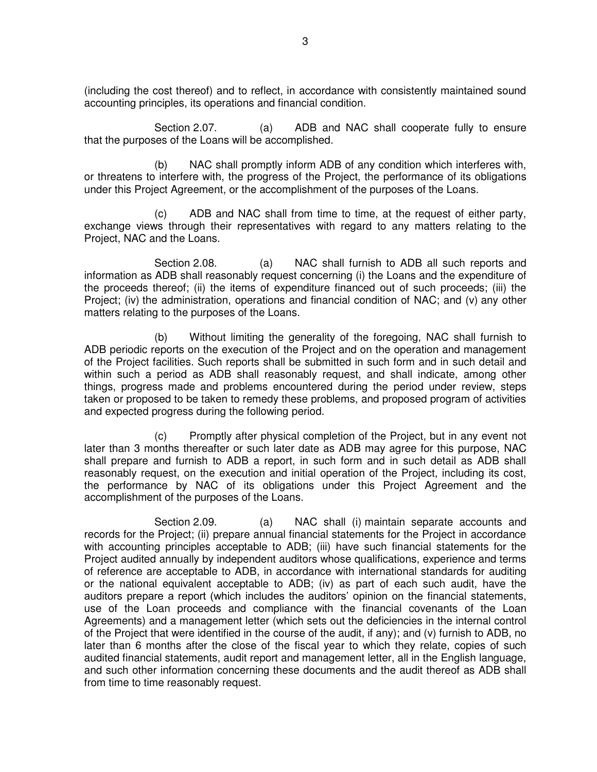(including the cost thereof) and to reflect, in accordance with consistently maintained sound accounting principles, its operations and financial condition.

Section 2.07. (a) ADB and NAC shall cooperate fully to ensure that the purposes of the Loans will be accomplished.

(b) NAC shall promptly inform ADB of any condition which interferes with, or threatens to interfere with, the progress of the Project, the performance of its obligations under this Project Agreement, or the accomplishment of the purposes of the Loans.

(c) ADB and NAC shall from time to time, at the request of either party, exchange views through their representatives with regard to any matters relating to the Project, NAC and the Loans.

Section 2.08. (a) NAC shall furnish to ADB all such reports and information as ADB shall reasonably request concerning (i) the Loans and the expenditure of the proceeds thereof; (ii) the items of expenditure financed out of such proceeds; (iii) the Project; (iv) the administration, operations and financial condition of NAC; and (v) any other matters relating to the purposes of the Loans.

(b) Without limiting the generality of the foregoing, NAC shall furnish to ADB periodic reports on the execution of the Project and on the operation and management of the Project facilities. Such reports shall be submitted in such form and in such detail and within such a period as ADB shall reasonably request, and shall indicate, among other things, progress made and problems encountered during the period under review, steps taken or proposed to be taken to remedy these problems, and proposed program of activities and expected progress during the following period.

(c) Promptly after physical completion of the Project, but in any event not later than 3 months thereafter or such later date as ADB may agree for this purpose, NAC shall prepare and furnish to ADB a report, in such form and in such detail as ADB shall reasonably request, on the execution and initial operation of the Project, including its cost, the performance by NAC of its obligations under this Project Agreement and the accomplishment of the purposes of the Loans.

Section 2.09. (a) NAC shall (i) maintain separate accounts and records for the Project; (ii) prepare annual financial statements for the Project in accordance with accounting principles acceptable to ADB; (iii) have such financial statements for the Project audited annually by independent auditors whose qualifications, experience and terms of reference are acceptable to ADB, in accordance with international standards for auditing or the national equivalent acceptable to ADB; (iv) as part of each such audit, have the auditors prepare a report (which includes the auditors' opinion on the financial statements, use of the Loan proceeds and compliance with the financial covenants of the Loan Agreements) and a management letter (which sets out the deficiencies in the internal control of the Project that were identified in the course of the audit, if any); and (v) furnish to ADB, no later than 6 months after the close of the fiscal year to which they relate, copies of such audited financial statements, audit report and management letter, all in the English language, and such other information concerning these documents and the audit thereof as ADB shall from time to time reasonably request.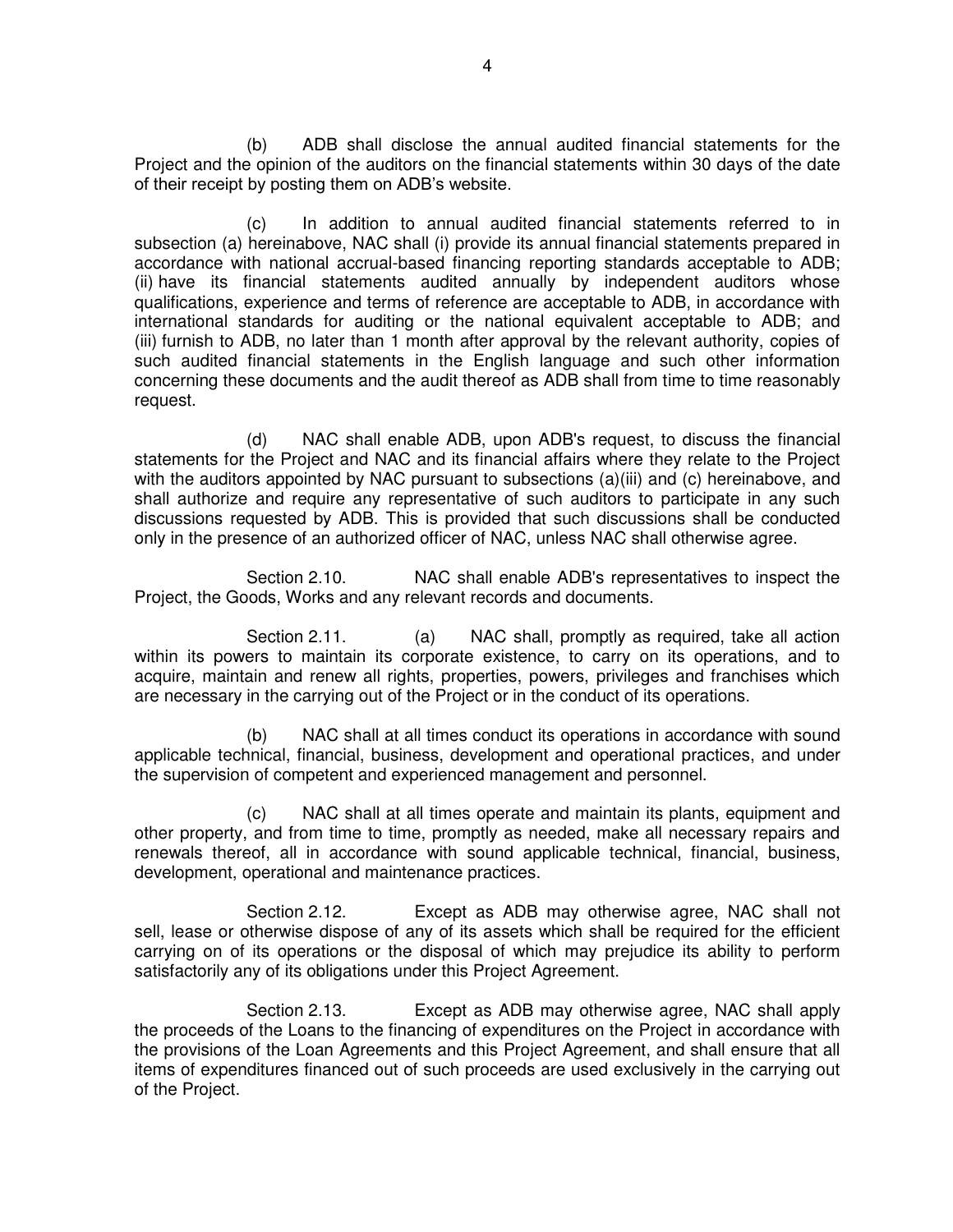(b) ADB shall disclose the annual audited financial statements for the Project and the opinion of the auditors on the financial statements within 30 days of the date of their receipt by posting them on ADB's website.

(c) In addition to annual audited financial statements referred to in subsection (a) hereinabove, NAC shall (i) provide its annual financial statements prepared in accordance with national accrual-based financing reporting standards acceptable to ADB; (ii) have its financial statements audited annually by independent auditors whose qualifications, experience and terms of reference are acceptable to ADB, in accordance with international standards for auditing or the national equivalent acceptable to ADB; and (iii) furnish to ADB, no later than 1 month after approval by the relevant authority, copies of such audited financial statements in the English language and such other information concerning these documents and the audit thereof as ADB shall from time to time reasonably request.

(d) NAC shall enable ADB, upon ADB's request, to discuss the financial statements for the Project and NAC and its financial affairs where they relate to the Project with the auditors appointed by NAC pursuant to subsections (a)(iii) and (c) hereinabove, and shall authorize and require any representative of such auditors to participate in any such discussions requested by ADB. This is provided that such discussions shall be conducted only in the presence of an authorized officer of NAC, unless NAC shall otherwise agree.

Section 2.10. NAC shall enable ADB's representatives to inspect the Project, the Goods, Works and any relevant records and documents.

Section 2.11. (a) NAC shall, promptly as required, take all action within its powers to maintain its corporate existence, to carry on its operations, and to acquire, maintain and renew all rights, properties, powers, privileges and franchises which are necessary in the carrying out of the Project or in the conduct of its operations.

(b) NAC shall at all times conduct its operations in accordance with sound applicable technical, financial, business, development and operational practices, and under the supervision of competent and experienced management and personnel.

(c) NAC shall at all times operate and maintain its plants, equipment and other property, and from time to time, promptly as needed, make all necessary repairs and renewals thereof, all in accordance with sound applicable technical, financial, business, development, operational and maintenance practices.

Section 2.12. Except as ADB may otherwise agree, NAC shall not sell, lease or otherwise dispose of any of its assets which shall be required for the efficient carrying on of its operations or the disposal of which may prejudice its ability to perform satisfactorily any of its obligations under this Project Agreement.

Section 2.13. Except as ADB may otherwise agree, NAC shall apply the proceeds of the Loans to the financing of expenditures on the Project in accordance with the provisions of the Loan Agreements and this Project Agreement, and shall ensure that all items of expenditures financed out of such proceeds are used exclusively in the carrying out of the Project.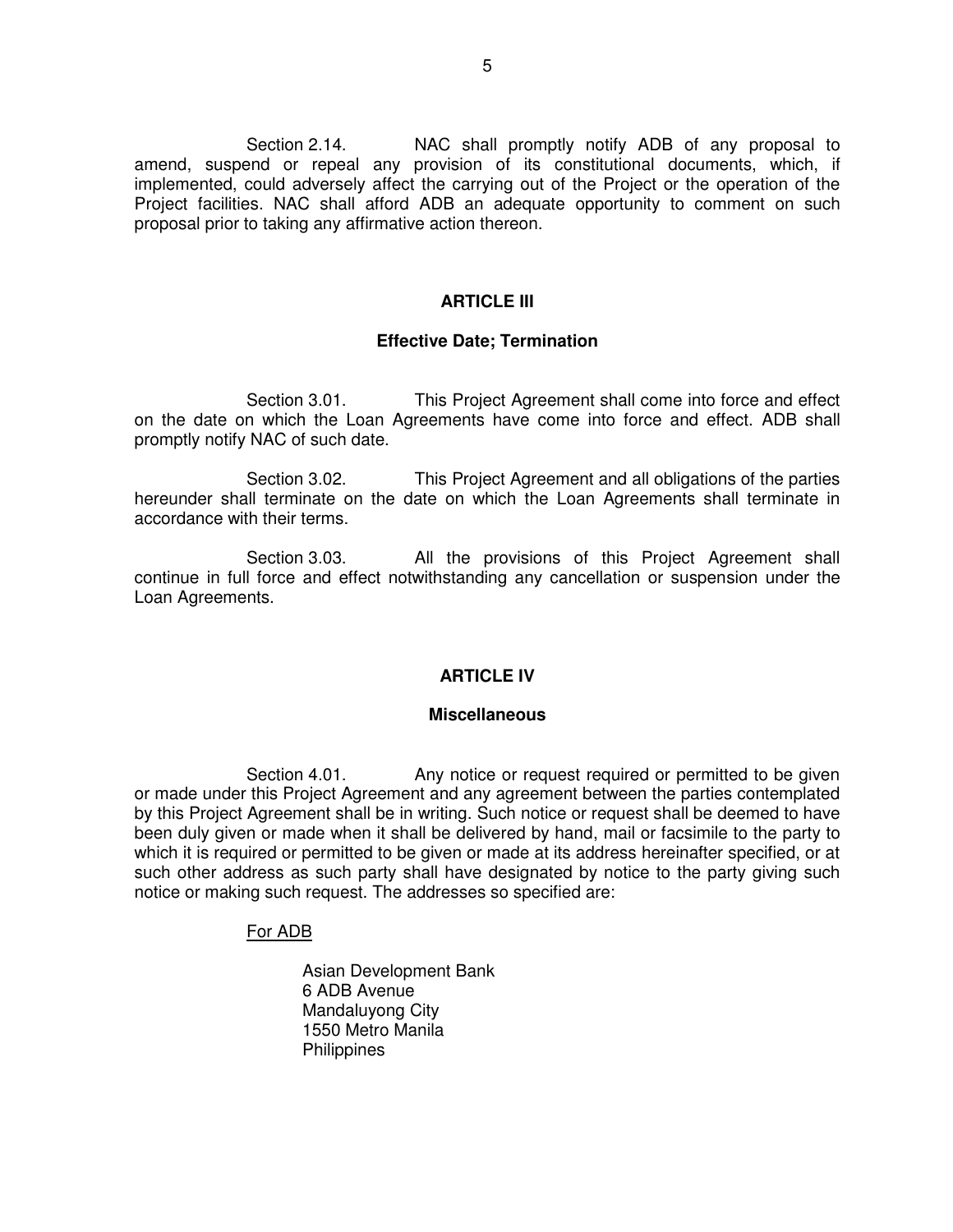Section 2.14. NAC shall promptly notify ADB of any proposal to amend, suspend or repeal any provision of its constitutional documents, which, if implemented, could adversely affect the carrying out of the Project or the operation of the Project facilities. NAC shall afford ADB an adequate opportunity to comment on such proposal prior to taking any affirmative action thereon.

## ARTICLE III

### Effective Date; Termination

Section 3.01. This Project Agreement shall come into force and effect on the date on which the Loan Agreements have come into force and effect. ADB shall promptly notify NAC of such date.

Section 3.02. This Project Agreement and all obligations of the parties hereunder shall terminate on the date on which the Loan Agreements shall terminate in accordance with their terms.

Section 3.03. All the provisions of this Project Agreement shall continue in full force and effect notwithstanding any cancellation or suspension under the Loan Agreements.

## ARTICLE IV

### Miscellaneous

Section 4.01. Any notice or request required or permitted to be given or made under this Project Agreement and any agreement between the parties contemplated by this Project Agreement shall be in writing. Such notice or request shall be deemed to have been duly given or made when it shall be delivered by hand, mail or facsimile to the party to which it is required or permitted to be given or made at its address hereinafter specified, or at such other address as such party shall have designated by notice to the party giving such notice or making such request. The addresses so specified are:

For ADB

Asian Development Bank
6 ADB Avenue
Mandaluyong City
1550 Metro Manila
Philippines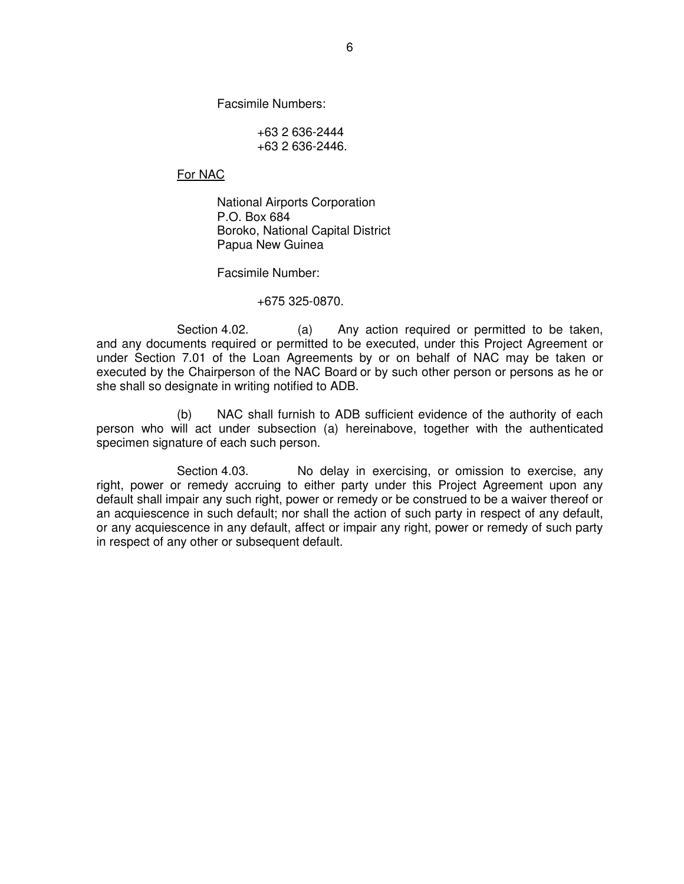Facsimile Numbers:

+63 2 636-2444
+63 2 636-2446.

<u>For NAC</u>

National Airports Corporation
P.O. Box 684
Boroko, National Capital District
Papua New Guinea

Facsimile Number:

+675 325-0870.

Section 4.02. (a) Any action required or permitted to be taken, and any documents required or permitted to be executed, under this Project Agreement or under Section 7.01 of the Loan Agreements by or on behalf of NAC may be taken or executed by the Chairperson of the NAC Board or by such other person or persons as he or she shall so designate in writing notified to ADB.

(b) NAC shall furnish to ADB sufficient evidence of the authority of each person who will act under subsection (a) hereinabove, together with the authenticated specimen signature of each such person.

Section 4.03. No delay in exercising, or omission to exercise, any right, power or remedy accruing to either party under this Project Agreement upon any default shall impair any such right, power or remedy or be construed to be a waiver thereof or an acquiescence in such default; nor shall the action of such party in respect of any default, or any acquiescence in any default, affect or impair any right, power or remedy of such party in respect of any other or subsequent default.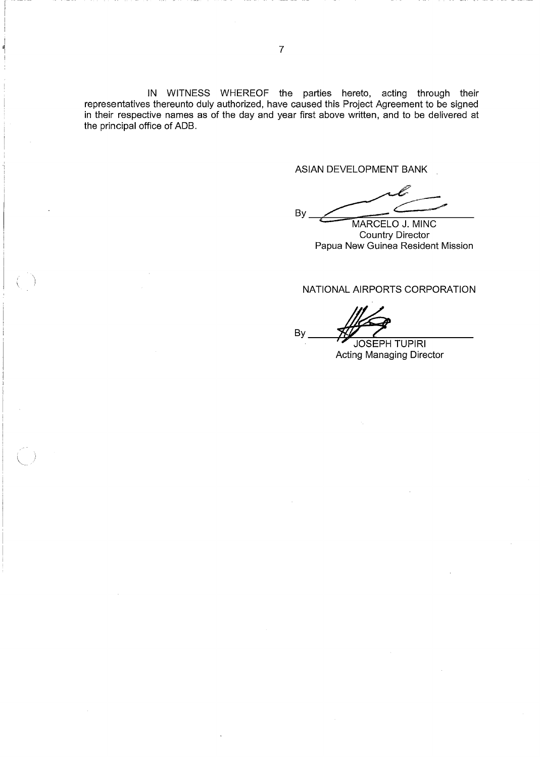IN WITNESS WHEREOF the parties hereto, acting through their representatives thereunto duly authorized, have caused this Project Agreement to be signed in their respective names as of the day and year first above written, and to be delivered at the principal office of ADB.

ASIAN DEVELOPMENT BANK

By ______________________

MARCELO J. MINC
Country Director
Papua New Guinea Resident Mission

NATIONAL AIRPORTS CORPORATION

By ______________________

JOSEPH TUPIRI
Acting Managing Director